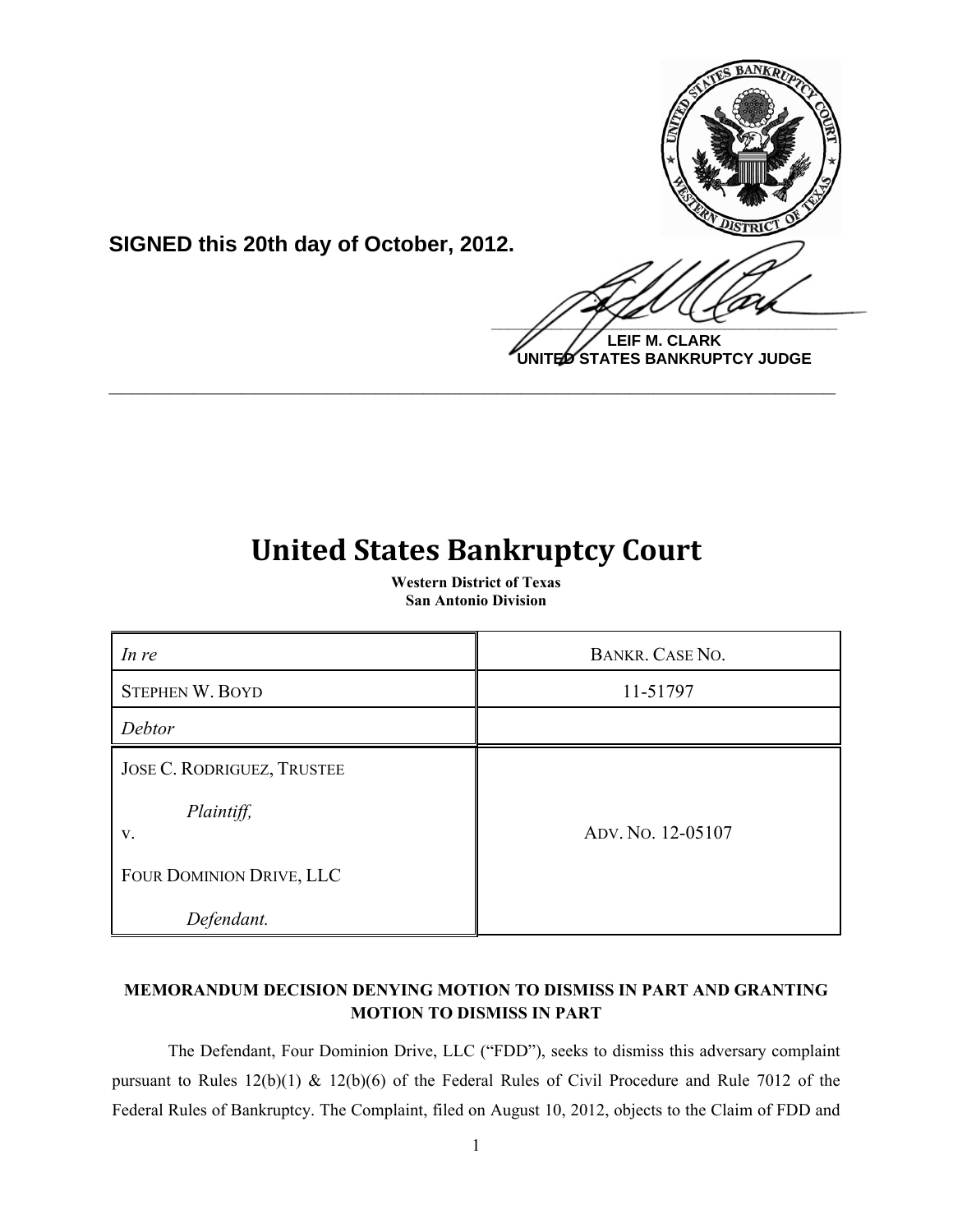**SIGNED this 20th day of October, 2012.**

**LEIF M. CLARK**
**UNITED STATES BANKRUPTCY JUDGE**

# United States Bankruptcy Court

**Western District of Texas**
**San Antonio Division**

| *In re* | BANKR. CASE NO. |
|---|---|
| STEPHEN W. BOYD | 11-51797 |
| *Debtor* | |
| JOSE C. RODRIGUEZ, TRUSTEE<br><br>*Plaintiff,*<br>v.<br><br>FOUR DOMINION DRIVE, LLC<br><br>*Defendant.* | ADV. NO. 12-05107 |

**MEMORANDUM DECISION DENYING MOTION TO DISMISS IN PART AND GRANTING MOTION TO DISMISS IN PART**

The Defendant, Four Dominion Drive, LLC ("FDD"), seeks to dismiss this adversary complaint pursuant to Rules 12(b)(1) & 12(b)(6) of the Federal Rules of Civil Procedure and Rule 7012 of the Federal Rules of Bankruptcy. The Complaint, filed on August 10, 2012, objects to the Claim of FDD and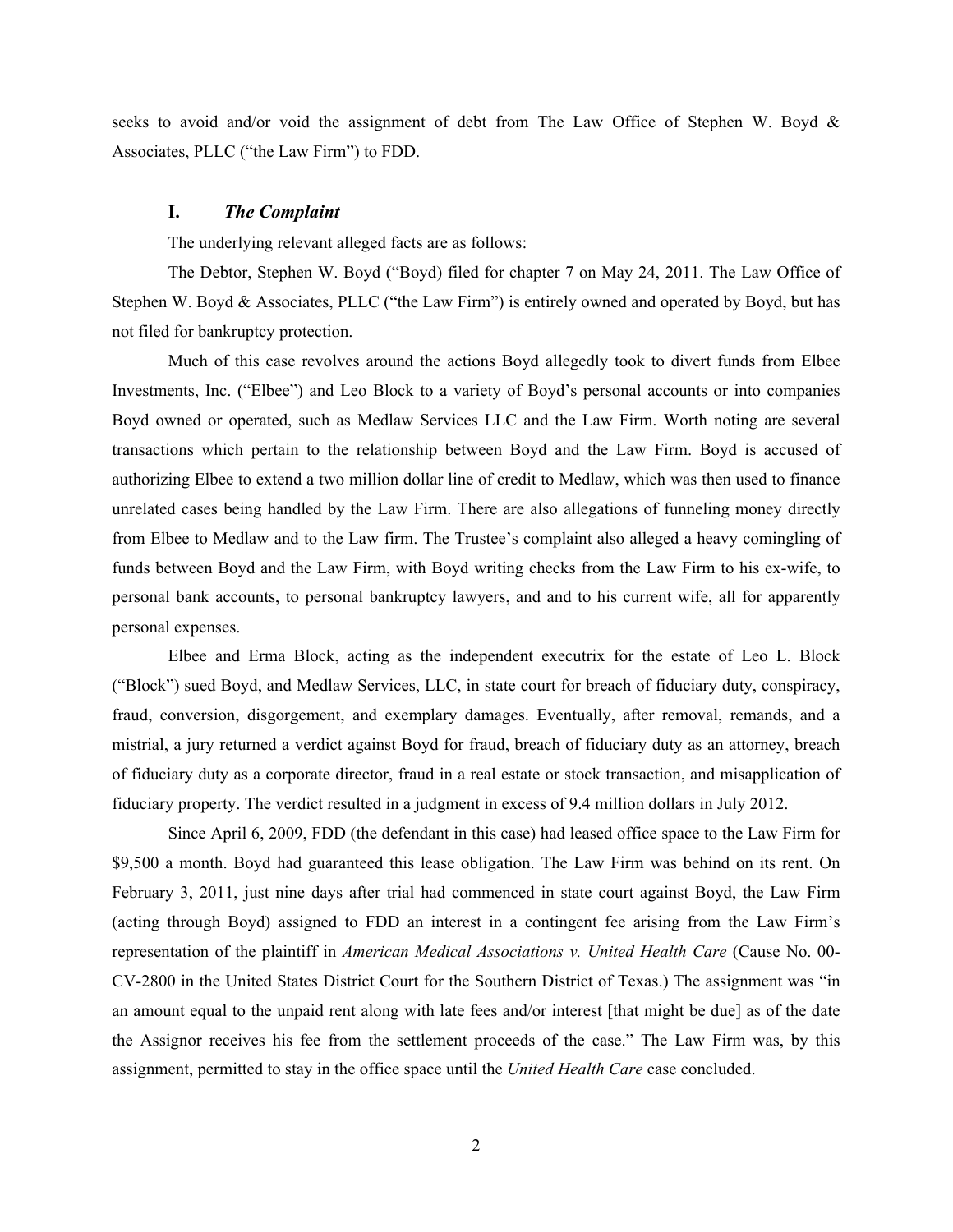seeks to avoid and/or void the assignment of debt from The Law Office of Stephen W. Boyd & Associates, PLLC ("the Law Firm") to FDD.

## I. *The Complaint*

The underlying relevant alleged facts are as follows:

The Debtor, Stephen W. Boyd ("Boyd) filed for chapter 7 on May 24, 2011. The Law Office of Stephen W. Boyd & Associates, PLLC ("the Law Firm") is entirely owned and operated by Boyd, but has not filed for bankruptcy protection.

Much of this case revolves around the actions Boyd allegedly took to divert funds from Elbee Investments, Inc. ("Elbee") and Leo Block to a variety of Boyd's personal accounts or into companies Boyd owned or operated, such as Medlaw Services LLC and the Law Firm. Worth noting are several transactions which pertain to the relationship between Boyd and the Law Firm. Boyd is accused of authorizing Elbee to extend a two million dollar line of credit to Medlaw, which was then used to finance unrelated cases being handled by the Law Firm. There are also allegations of funneling money directly from Elbee to Medlaw and to the Law firm. The Trustee's complaint also alleged a heavy comingling of funds between Boyd and the Law Firm, with Boyd writing checks from the Law Firm to his ex-wife, to personal bank accounts, to personal bankruptcy lawyers, and and to his current wife, all for apparently personal expenses.

Elbee and Erma Block, acting as the independent executrix for the estate of Leo L. Block ("Block") sued Boyd, and Medlaw Services, LLC, in state court for breach of fiduciary duty, conspiracy, fraud, conversion, disgorgement, and exemplary damages. Eventually, after removal, remands, and a mistrial, a jury returned a verdict against Boyd for fraud, breach of fiduciary duty as an attorney, breach of fiduciary duty as a corporate director, fraud in a real estate or stock transaction, and misapplication of fiduciary property. The verdict resulted in a judgment in excess of 9.4 million dollars in July 2012.

Since April 6, 2009, FDD (the defendant in this case) had leased office space to the Law Firm for $9,500 a month. Boyd had guaranteed this lease obligation. The Law Firm was behind on its rent. On February 3, 2011, just nine days after trial had commenced in state court against Boyd, the Law Firm (acting through Boyd) assigned to FDD an interest in a contingent fee arising from the Law Firm's representation of the plaintiff in *American Medical Associations v. United Health Care* (Cause No. 00-CV-2800 in the United States District Court for the Southern District of Texas.) The assignment was "in an amount equal to the unpaid rent along with late fees and/or interest [that might be due] as of the date the Assignor receives his fee from the settlement proceeds of the case." The Law Firm was, by this assignment, permitted to stay in the office space until the *United Health Care* case concluded.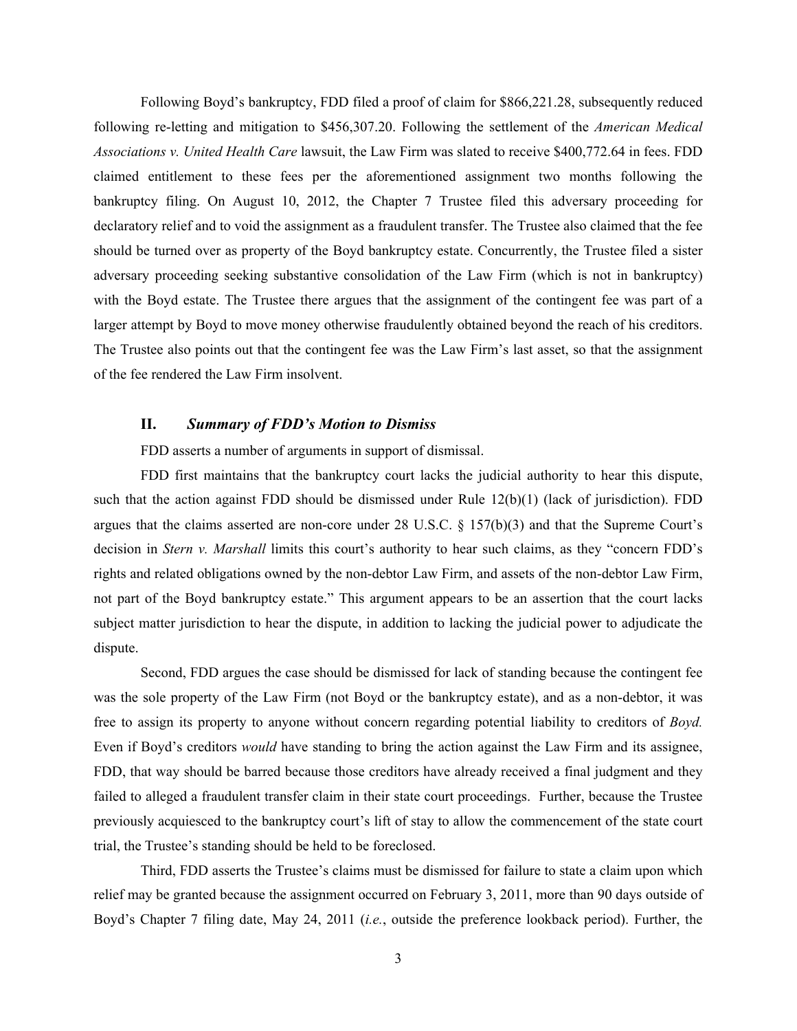Following Boyd's bankruptcy, FDD filed a proof of claim for $866,221.28, subsequently reduced following re-letting and mitigation to $456,307.20. Following the settlement of the *American Medical Associations v. United Health Care* lawsuit, the Law Firm was slated to receive $400,772.64 in fees. FDD claimed entitlement to these fees per the aforementioned assignment two months following the bankruptcy filing. On August 10, 2012, the Chapter 7 Trustee filed this adversary proceeding for declaratory relief and to void the assignment as a fraudulent transfer. The Trustee also claimed that the fee should be turned over as property of the Boyd bankruptcy estate. Concurrently, the Trustee filed a sister adversary proceeding seeking substantive consolidation of the Law Firm (which is not in bankruptcy) with the Boyd estate. The Trustee there argues that the assignment of the contingent fee was part of a larger attempt by Boyd to move money otherwise fraudulently obtained beyond the reach of his creditors. The Trustee also points out that the contingent fee was the Law Firm's last asset, so that the assignment of the fee rendered the Law Firm insolvent.

## II. *Summary of FDD's Motion to Dismiss*

FDD asserts a number of arguments in support of dismissal.

FDD first maintains that the bankruptcy court lacks the judicial authority to hear this dispute, such that the action against FDD should be dismissed under Rule 12(b)(1) (lack of jurisdiction). FDD argues that the claims asserted are non-core under 28 U.S.C. § 157(b)(3) and that the Supreme Court's decision in *Stern v. Marshall* limits this court's authority to hear such claims, as they "concern FDD's rights and related obligations owned by the non-debtor Law Firm, and assets of the non-debtor Law Firm, not part of the Boyd bankruptcy estate." This argument appears to be an assertion that the court lacks subject matter jurisdiction to hear the dispute, in addition to lacking the judicial power to adjudicate the dispute.

Second, FDD argues the case should be dismissed for lack of standing because the contingent fee was the sole property of the Law Firm (not Boyd or the bankruptcy estate), and as a non-debtor, it was free to assign its property to anyone without concern regarding potential liability to creditors of *Boyd.* Even if Boyd's creditors *would* have standing to bring the action against the Law Firm and its assignee, FDD, that way should be barred because those creditors have already received a final judgment and they failed to alleged a fraudulent transfer claim in their state court proceedings. Further, because the Trustee previously acquiesced to the bankruptcy court's lift of stay to allow the commencement of the state court trial, the Trustee's standing should be held to be foreclosed.

Third, FDD asserts the Trustee's claims must be dismissed for failure to state a claim upon which relief may be granted because the assignment occurred on February 3, 2011, more than 90 days outside of Boyd's Chapter 7 filing date, May 24, 2011 (*i.e.*, outside the preference lookback period). Further, the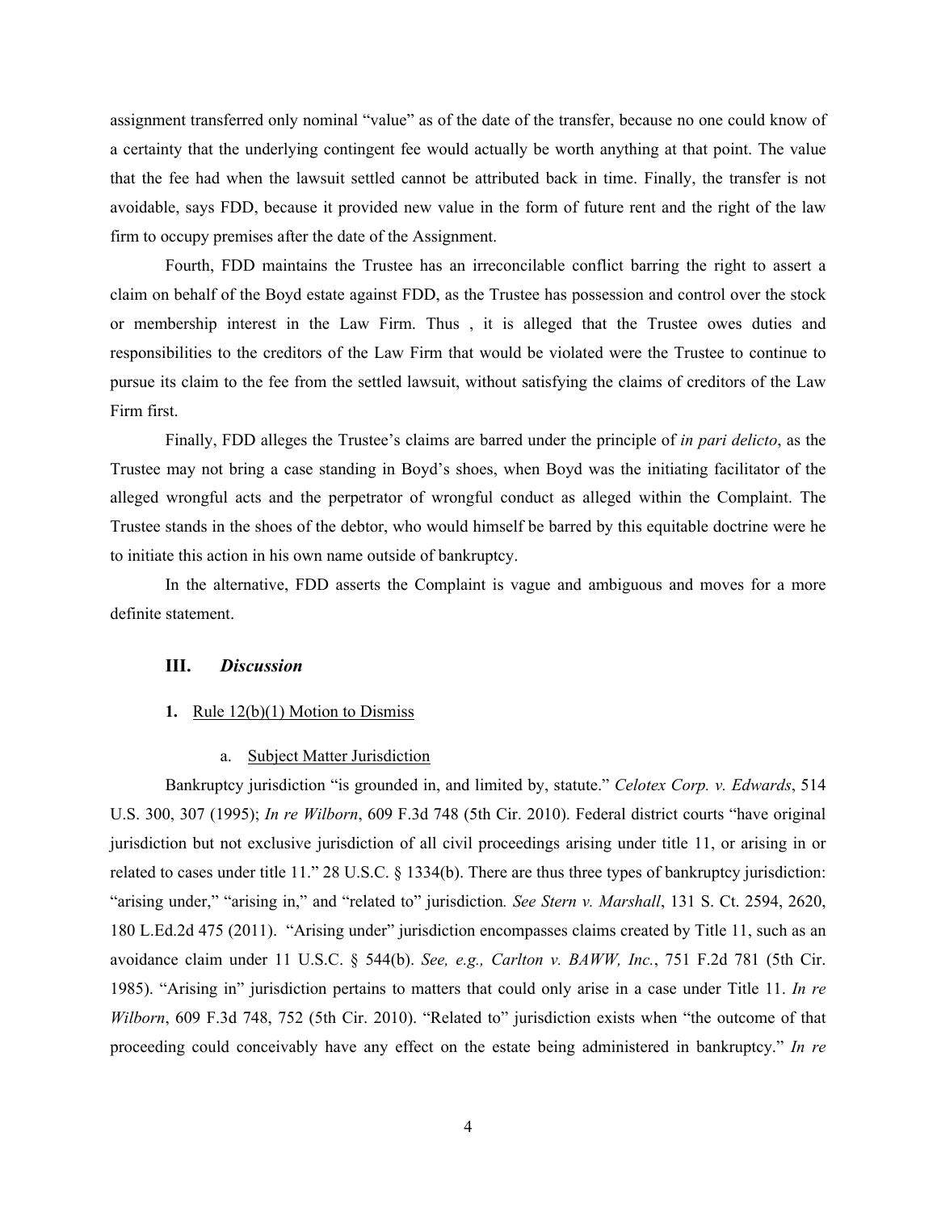assignment transferred only nominal "value" as of the date of the transfer, because no one could know of a certainty that the underlying contingent fee would actually be worth anything at that point. The value that the fee had when the lawsuit settled cannot be attributed back in time. Finally, the transfer is not avoidable, says FDD, because it provided new value in the form of future rent and the right of the law firm to occupy premises after the date of the Assignment.

Fourth, FDD maintains the Trustee has an irreconcilable conflict barring the right to assert a claim on behalf of the Boyd estate against FDD, as the Trustee has possession and control over the stock or membership interest in the Law Firm. Thus , it is alleged that the Trustee owes duties and responsibilities to the creditors of the Law Firm that would be violated were the Trustee to continue to pursue its claim to the fee from the settled lawsuit, without satisfying the claims of creditors of the Law Firm first.

Finally, FDD alleges the Trustee's claims are barred under the principle of *in pari delicto*, as the Trustee may not bring a case standing in Boyd's shoes, when Boyd was the initiating facilitator of the alleged wrongful acts and the perpetrator of wrongful conduct as alleged within the Complaint. The Trustee stands in the shoes of the debtor, who would himself be barred by this equitable doctrine were he to initiate this action in his own name outside of bankruptcy.

In the alternative, FDD asserts the Complaint is vague and ambiguous and moves for a more definite statement.

## III. *Discussion*

### 1. Rule 12(b)(1) Motion to Dismiss

#### a. Subject Matter Jurisdiction

Bankruptcy jurisdiction "is grounded in, and limited by, statute." *Celotex Corp. v. Edwards*, 514 U.S. 300, 307 (1995); *In re Wilborn*, 609 F.3d 748 (5th Cir. 2010). Federal district courts "have original jurisdiction but not exclusive jurisdiction of all civil proceedings arising under title 11, or arising in or related to cases under title 11." 28 U.S.C. § 1334(b). There are thus three types of bankruptcy jurisdiction: "arising under," "arising in," and "related to" jurisdiction*. See Stern v. Marshall*, 131 S. Ct. 2594, 2620, 180 L.Ed.2d 475 (2011). "Arising under" jurisdiction encompasses claims created by Title 11, such as an avoidance claim under 11 U.S.C. § 544(b). *See, e.g., Carlton v. BAWW, Inc.*, 751 F.2d 781 (5th Cir. 1985). "Arising in" jurisdiction pertains to matters that could only arise in a case under Title 11. *In re Wilborn*, 609 F.3d 748, 752 (5th Cir. 2010). "Related to" jurisdiction exists when "the outcome of that proceeding could conceivably have any effect on the estate being administered in bankruptcy." *In re*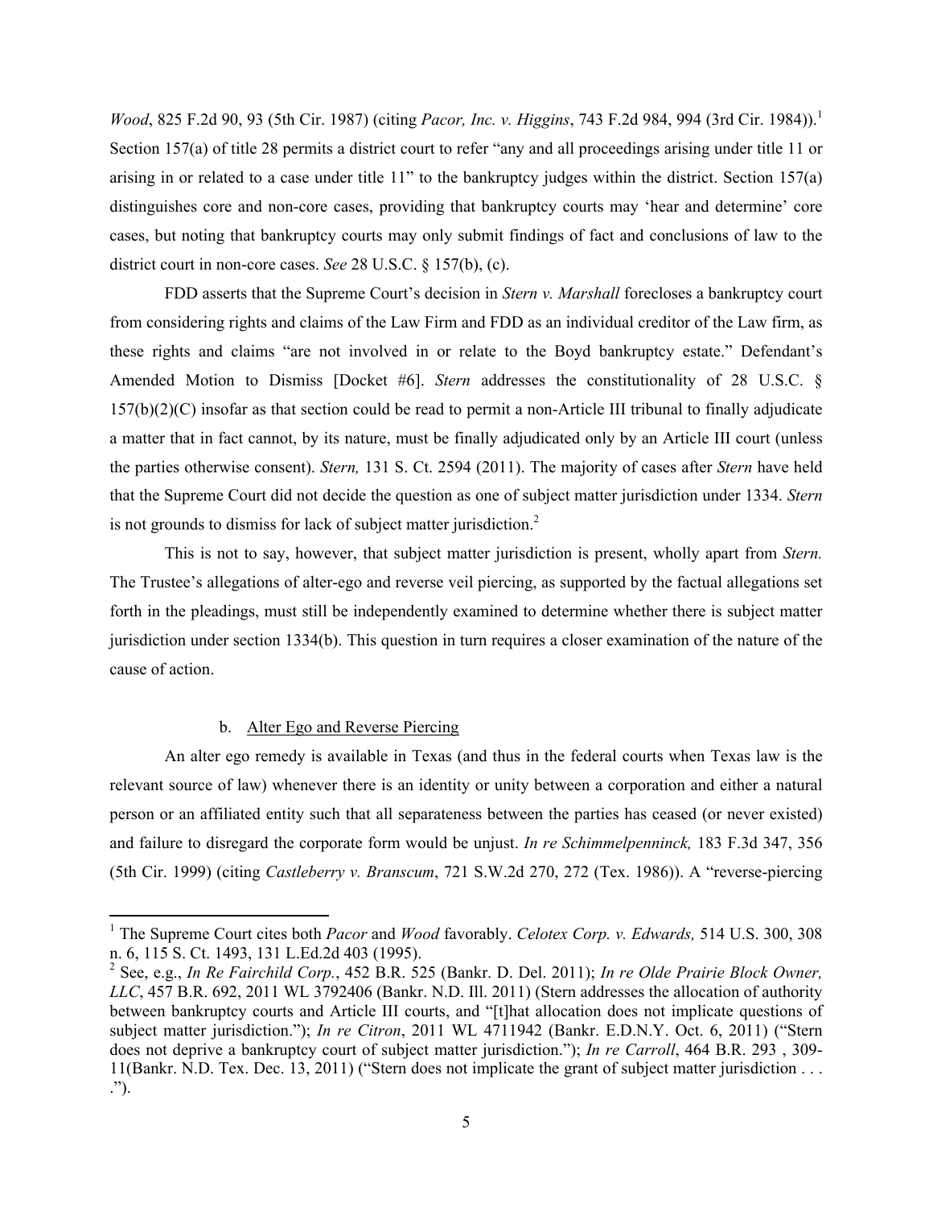*Wood*, 825 F.2d 90, 93 (5th Cir. 1987) (citing *Pacor, Inc. v. Higgins*, 743 F.2d 984, 994 (3rd Cir. 1984)).[1] Section 157(a) of title 28 permits a district court to refer "any and all proceedings arising under title 11 or arising in or related to a case under title 11" to the bankruptcy judges within the district. Section 157(a) distinguishes core and non-core cases, providing that bankruptcy courts may 'hear and determine' core cases, but noting that bankruptcy courts may only submit findings of fact and conclusions of law to the district court in non-core cases. *See* 28 U.S.C. § 157(b), (c).

FDD asserts that the Supreme Court's decision in *Stern v. Marshall* forecloses a bankruptcy court from considering rights and claims of the Law Firm and FDD as an individual creditor of the Law firm, as these rights and claims "are not involved in or relate to the Boyd bankruptcy estate." Defendant's Amended Motion to Dismiss [Docket #6]. *Stern* addresses the constitutionality of 28 U.S.C. § 157(b)(2)(C) insofar as that section could be read to permit a non-Article III tribunal to finally adjudicate a matter that in fact cannot, by its nature, must be finally adjudicated only by an Article III court (unless the parties otherwise consent). *Stern,* 131 S. Ct. 2594 (2011). The majority of cases after *Stern* have held that the Supreme Court did not decide the question as one of subject matter jurisdiction under 1334. *Stern* is not grounds to dismiss for lack of subject matter jurisdiction.[2]

This is not to say, however, that subject matter jurisdiction is present, wholly apart from *Stern.* The Trustee's allegations of alter-ego and reverse veil piercing, as supported by the factual allegations set forth in the pleadings, must still be independently examined to determine whether there is subject matter jurisdiction under section 1334(b). This question in turn requires a closer examination of the nature of the cause of action.

b. Alter Ego and Reverse Piercing

An alter ego remedy is available in Texas (and thus in the federal courts when Texas law is the relevant source of law) whenever there is an identity or unity between a corporation and either a natural person or an affiliated entity such that all separateness between the parties has ceased (or never existed) and failure to disregard the corporate form would be unjust. *In re Schimmelpenninck,* 183 F.3d 347, 356 (5th Cir. 1999) (citing *Castleberry v. Branscum*, 721 S.W.2d 270, 272 (Tex. 1986)). A "reverse-piercing

---

[1] The Supreme Court cites both *Pacor* and *Wood* favorably. *Celotex Corp. v. Edwards,* 514 U.S. 300, 308 n. 6, 115 S. Ct. 1493, 131 L.Ed.2d 403 (1995).

[2] See, e.g., *In Re Fairchild Corp.*, 452 B.R. 525 (Bankr. D. Del. 2011); *In re Olde Prairie Block Owner, LLC*, 457 B.R. 692, 2011 WL 3792406 (Bankr. N.D. Ill. 2011) (Stern addresses the allocation of authority between bankruptcy courts and Article III courts, and "[t]hat allocation does not implicate questions of subject matter jurisdiction."); *In re Citron*, 2011 WL 4711942 (Bankr. E.D.N.Y. Oct. 6, 2011) ("Stern does not deprive a bankruptcy court of subject matter jurisdiction."); *In re Carroll*, 464 B.R. 293 , 309-11(Bankr. N.D. Tex. Dec. 13, 2011) ("Stern does not implicate the grant of subject matter jurisdiction . . . .").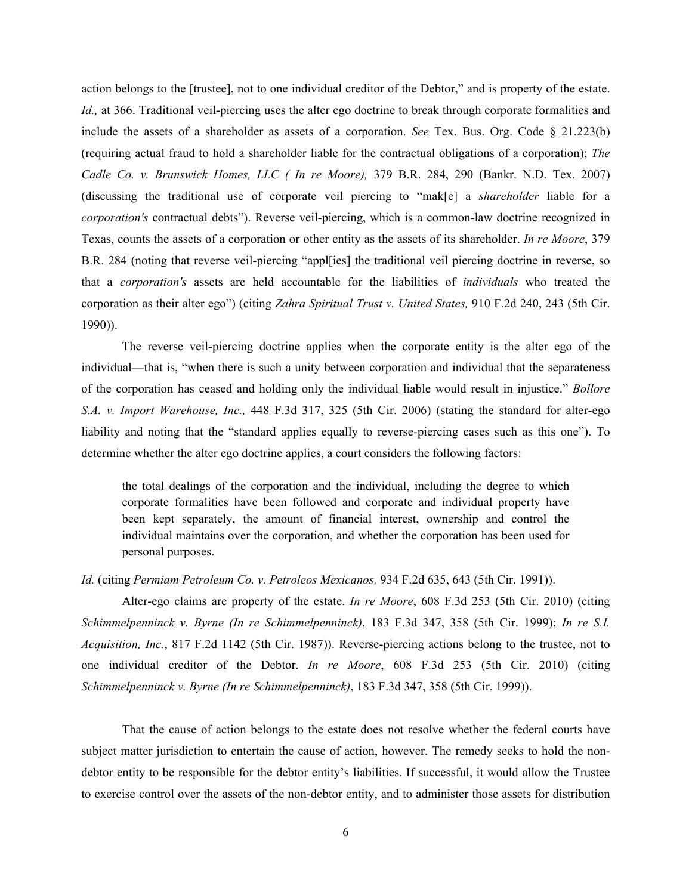action belongs to the [trustee], not to one individual creditor of the Debtor," and is property of the estate. *Id.,* at 366. Traditional veil-piercing uses the alter ego doctrine to break through corporate formalities and include the assets of a shareholder as assets of a corporation. *See* Tex. Bus. Org. Code § 21.223(b) (requiring actual fraud to hold a shareholder liable for the contractual obligations of a corporation); *The Cadle Co. v. Brunswick Homes, LLC ( In re Moore),* 379 B.R. 284, 290 (Bankr. N.D. Tex. 2007) (discussing the traditional use of corporate veil piercing to "mak[e] a *shareholder* liable for a *corporation's* contractual debts"). Reverse veil-piercing, which is a common-law doctrine recognized in Texas, counts the assets of a corporation or other entity as the assets of its shareholder. *In re Moore*, 379 B.R. 284 (noting that reverse veil-piercing "appl[ies] the traditional veil piercing doctrine in reverse, so that a *corporation's* assets are held accountable for the liabilities of *individuals* who treated the corporation as their alter ego") (citing *Zahra Spiritual Trust v. United States,* 910 F.2d 240, 243 (5th Cir. 1990)).

The reverse veil-piercing doctrine applies when the corporate entity is the alter ego of the individual—that is, "when there is such a unity between corporation and individual that the separateness of the corporation has ceased and holding only the individual liable would result in injustice." *Bollore S.A. v. Import Warehouse, Inc.,* 448 F.3d 317, 325 (5th Cir. 2006) (stating the standard for alter-ego liability and noting that the "standard applies equally to reverse-piercing cases such as this one"). To determine whether the alter ego doctrine applies, a court considers the following factors:

> the total dealings of the corporation and the individual, including the degree to which corporate formalities have been followed and corporate and individual property have been kept separately, the amount of financial interest, ownership and control the individual maintains over the corporation, and whether the corporation has been used for personal purposes.

*Id.* (citing *Permiam Petroleum Co. v. Petroleos Mexicanos,* 934 F.2d 635, 643 (5th Cir. 1991)).

Alter-ego claims are property of the estate. *In re Moore*, 608 F.3d 253 (5th Cir. 2010) (citing *Schimmelpenninck v. Byrne (In re Schimmelpenninck)*, 183 F.3d 347, 358 (5th Cir. 1999); *In re S.I. Acquisition, Inc.*, 817 F.2d 1142 (5th Cir. 1987)). Reverse-piercing actions belong to the trustee, not to one individual creditor of the Debtor. *In re Moore*, 608 F.3d 253 (5th Cir. 2010) (citing *Schimmelpenninck v. Byrne (In re Schimmelpenninck)*, 183 F.3d 347, 358 (5th Cir. 1999)).

That the cause of action belongs to the estate does not resolve whether the federal courts have subject matter jurisdiction to entertain the cause of action, however. The remedy seeks to hold the non-debtor entity to be responsible for the debtor entity's liabilities. If successful, it would allow the Trustee to exercise control over the assets of the non-debtor entity, and to administer those assets for distribution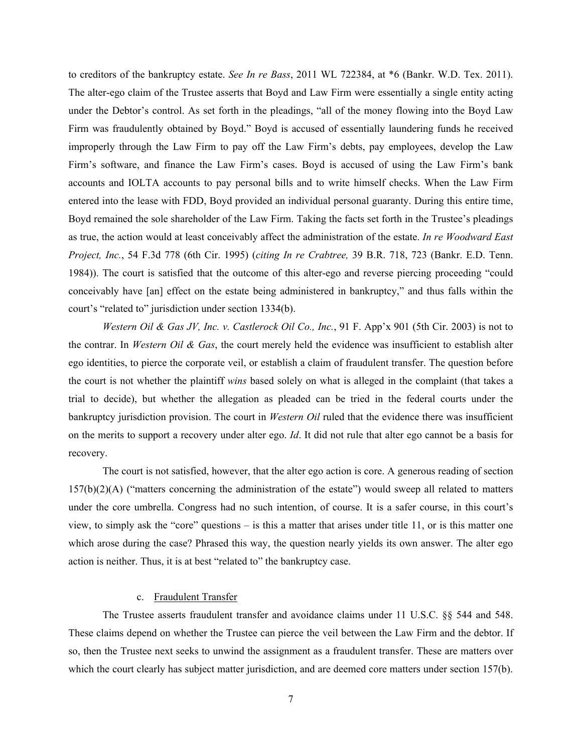to creditors of the bankruptcy estate. *See In re Bass*, 2011 WL 722384, at *6 (Bankr. W.D. Tex. 2011). The alter-ego claim of the Trustee asserts that Boyd and Law Firm were essentially a single entity acting under the Debtor's control. As set forth in the pleadings, "all of the money flowing into the Boyd Law Firm was fraudulently obtained by Boyd." Boyd is accused of essentially laundering funds he received improperly through the Law Firm to pay off the Law Firm's debts, pay employees, develop the Law Firm's software, and finance the Law Firm's cases. Boyd is accused of using the Law Firm's bank accounts and IOLTA accounts to pay personal bills and to write himself checks. When the Law Firm entered into the lease with FDD, Boyd provided an individual personal guaranty. During this entire time, Boyd remained the sole shareholder of the Law Firm. Taking the facts set forth in the Trustee's pleadings as true, the action would at least conceivably affect the administration of the estate. *In re Woodward East Project, Inc.*, 54 F.3d 778 (6th Cir. 1995) (*citing In re Crabtree,* 39 B.R. 718, 723 (Bankr. E.D. Tenn. 1984)). The court is satisfied that the outcome of this alter-ego and reverse piercing proceeding "could conceivably have [an] effect on the estate being administered in bankruptcy," and thus falls within the court's "related to" jurisdiction under section 1334(b).

*Western Oil & Gas JV, Inc. v. Castlerock Oil Co., Inc.*, 91 F. App'x 901 (5th Cir. 2003) is not to the contrar. In *Western Oil & Gas*, the court merely held the evidence was insufficient to establish alter ego identities, to pierce the corporate veil, or establish a claim of fraudulent transfer. The question before the court is not whether the plaintiff *wins* based solely on what is alleged in the complaint (that takes a trial to decide), but whether the allegation as pleaded can be tried in the federal courts under the bankruptcy jurisdiction provision. The court in *Western Oil* ruled that the evidence there was insufficient on the merits to support a recovery under alter ego. *Id*. It did not rule that alter ego cannot be a basis for recovery.

The court is not satisfied, however, that the alter ego action is core. A generous reading of section 157(b)(2)(A) ("matters concerning the administration of the estate") would sweep all related to matters under the core umbrella. Congress had no such intention, of course. It is a safer course, in this court's view, to simply ask the "core" questions – is this a matter that arises under title 11, or is this matter one which arose during the case? Phrased this way, the question nearly yields its own answer. The alter ego action is neither. Thus, it is at best "related to" the bankruptcy case.

c. Fraudulent Transfer

The Trustee asserts fraudulent transfer and avoidance claims under 11 U.S.C. §§ 544 and 548. These claims depend on whether the Trustee can pierce the veil between the Law Firm and the debtor. If so, then the Trustee next seeks to unwind the assignment as a fraudulent transfer. These are matters over which the court clearly has subject matter jurisdiction, and are deemed core matters under section 157(b).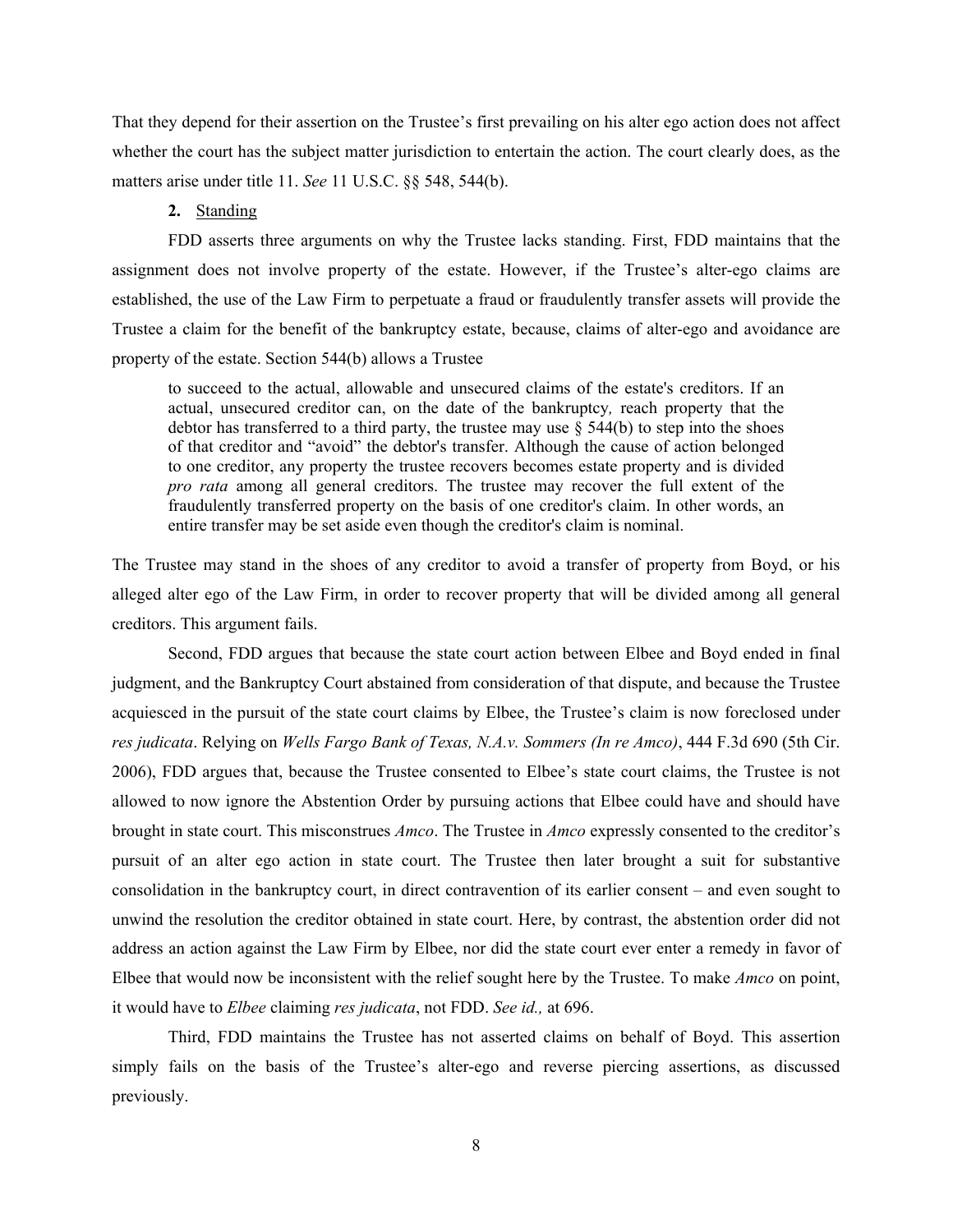That they depend for their assertion on the Trustee's first prevailing on his alter ego action does not affect whether the court has the subject matter jurisdiction to entertain the action. The court clearly does, as the matters arise under title 11. *See* 11 U.S.C. §§ 548, 544(b).

**2.** Standing

FDD asserts three arguments on why the Trustee lacks standing. First, FDD maintains that the assignment does not involve property of the estate. However, if the Trustee's alter-ego claims are established, the use of the Law Firm to perpetuate a fraud or fraudulently transfer assets will provide the Trustee a claim for the benefit of the bankruptcy estate, because, claims of alter-ego and avoidance are property of the estate. Section 544(b) allows a Trustee

> to succeed to the actual, allowable and unsecured claims of the estate's creditors. If an actual, unsecured creditor can, on the date of the bankruptcy*,* reach property that the debtor has transferred to a third party, the trustee may use § 544(b) to step into the shoes of that creditor and "avoid" the debtor's transfer. Although the cause of action belonged to one creditor, any property the trustee recovers becomes estate property and is divided *pro rata* among all general creditors. The trustee may recover the full extent of the fraudulently transferred property on the basis of one creditor's claim. In other words, an entire transfer may be set aside even though the creditor's claim is nominal.

The Trustee may stand in the shoes of any creditor to avoid a transfer of property from Boyd, or his alleged alter ego of the Law Firm, in order to recover property that will be divided among all general creditors. This argument fails.

Second, FDD argues that because the state court action between Elbee and Boyd ended in final judgment, and the Bankruptcy Court abstained from consideration of that dispute, and because the Trustee acquiesced in the pursuit of the state court claims by Elbee, the Trustee's claim is now foreclosed under *res judicata*. Relying on *Wells Fargo Bank of Texas, N.A.v. Sommers (In re Amco)*, 444 F.3d 690 (5th Cir. 2006), FDD argues that, because the Trustee consented to Elbee's state court claims, the Trustee is not allowed to now ignore the Abstention Order by pursuing actions that Elbee could have and should have brought in state court. This misconstrues *Amco*. The Trustee in *Amco* expressly consented to the creditor's pursuit of an alter ego action in state court. The Trustee then later brought a suit for substantive consolidation in the bankruptcy court, in direct contravention of its earlier consent – and even sought to unwind the resolution the creditor obtained in state court. Here, by contrast, the abstention order did not address an action against the Law Firm by Elbee, nor did the state court ever enter a remedy in favor of Elbee that would now be inconsistent with the relief sought here by the Trustee. To make *Amco* on point, it would have to *Elbee* claiming *res judicata*, not FDD. *See id.,* at 696.

Third, FDD maintains the Trustee has not asserted claims on behalf of Boyd. This assertion simply fails on the basis of the Trustee's alter-ego and reverse piercing assertions, as discussed previously.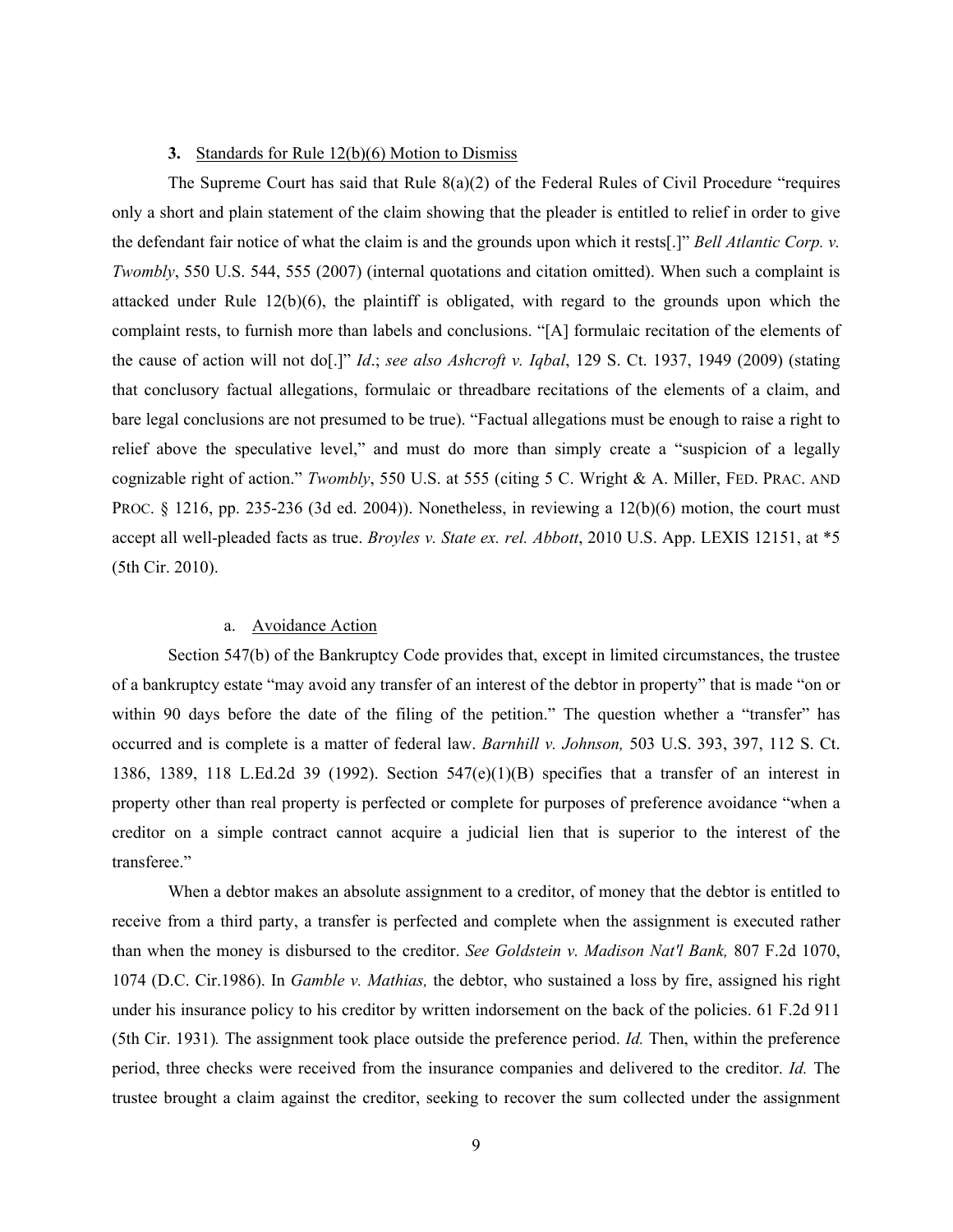### **3.** Standards for Rule 12(b)(6) Motion to Dismiss

The Supreme Court has said that Rule 8(a)(2) of the Federal Rules of Civil Procedure "requires only a short and plain statement of the claim showing that the pleader is entitled to relief in order to give the defendant fair notice of what the claim is and the grounds upon which it rests[.]" *Bell Atlantic Corp. v. Twombly*, 550 U.S. 544, 555 (2007) (internal quotations and citation omitted). When such a complaint is attacked under Rule 12(b)(6), the plaintiff is obligated, with regard to the grounds upon which the complaint rests, to furnish more than labels and conclusions. "[A] formulaic recitation of the elements of the cause of action will not do[.]" *Id*.; *see also Ashcroft v. Iqbal*, 129 S. Ct. 1937, 1949 (2009) (stating that conclusory factual allegations, formulaic or threadbare recitations of the elements of a claim, and bare legal conclusions are not presumed to be true). "Factual allegations must be enough to raise a right to relief above the speculative level," and must do more than simply create a "suspicion of a legally cognizable right of action." *Twombly*, 550 U.S. at 555 (citing 5 C. Wright & A. Miller, FED. PRAC. AND PROC. § 1216, pp. 235-236 (3d ed. 2004)). Nonetheless, in reviewing a 12(b)(6) motion, the court must accept all well-pleaded facts as true. *Broyles v. State ex. rel. Abbott*, 2010 U.S. App. LEXIS 12151, at *5 (5th Cir. 2010).

#### a. Avoidance Action

Section 547(b) of the Bankruptcy Code provides that, except in limited circumstances, the trustee of a bankruptcy estate "may avoid any transfer of an interest of the debtor in property" that is made "on or within 90 days before the date of the filing of the petition." The question whether a "transfer" has occurred and is complete is a matter of federal law. *Barnhill v. Johnson,* 503 U.S. 393, 397, 112 S. Ct. 1386, 1389, 118 L.Ed.2d 39 (1992). Section 547(e)(1)(B) specifies that a transfer of an interest in property other than real property is perfected or complete for purposes of preference avoidance "when a creditor on a simple contract cannot acquire a judicial lien that is superior to the interest of the transferee."

When a debtor makes an absolute assignment to a creditor, of money that the debtor is entitled to receive from a third party, a transfer is perfected and complete when the assignment is executed rather than when the money is disbursed to the creditor. *See Goldstein v. Madison Nat'l Bank,* 807 F.2d 1070, 1074 (D.C. Cir.1986). In *Gamble v. Mathias,* the debtor, who sustained a loss by fire, assigned his right under his insurance policy to his creditor by written indorsement on the back of the policies. 61 F.2d 911 (5th Cir. 1931)*.* The assignment took place outside the preference period. *Id.* Then, within the preference period, three checks were received from the insurance companies and delivered to the creditor. *Id.* The trustee brought a claim against the creditor, seeking to recover the sum collected under the assignment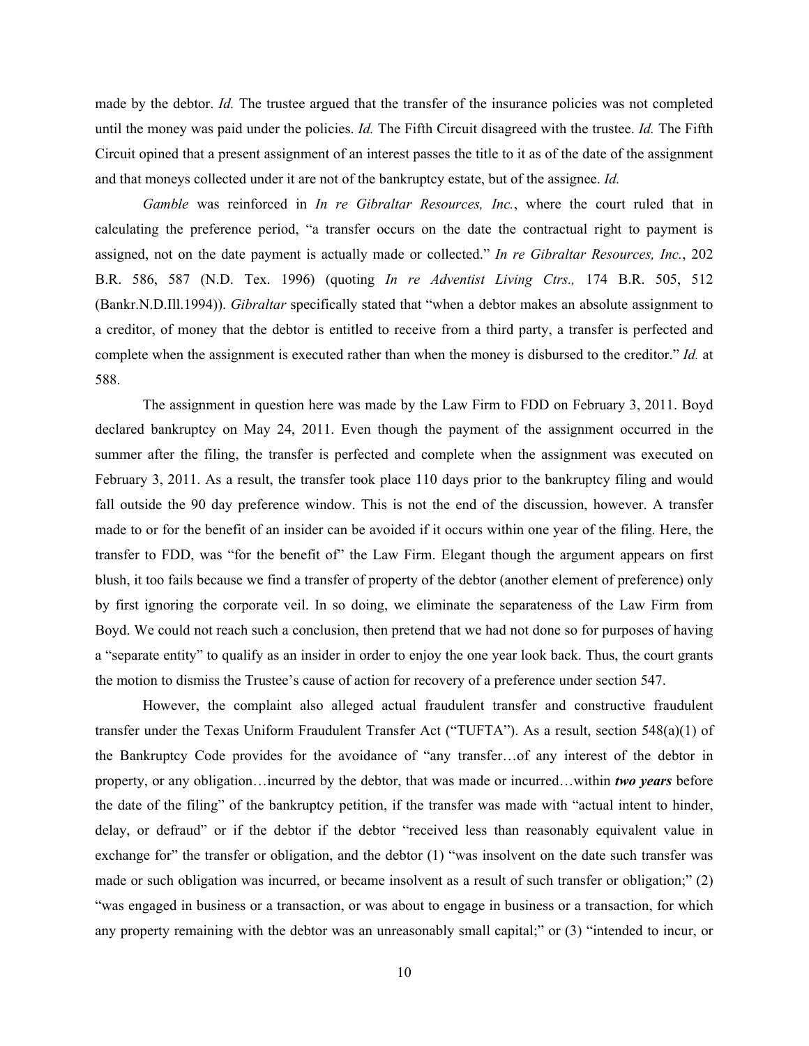made by the debtor. *Id.* The trustee argued that the transfer of the insurance policies was not completed until the money was paid under the policies. *Id.* The Fifth Circuit disagreed with the trustee. *Id.* The Fifth Circuit opined that a present assignment of an interest passes the title to it as of the date of the assignment and that moneys collected under it are not of the bankruptcy estate, but of the assignee. *Id.*

*Gamble* was reinforced in *In re Gibraltar Resources, Inc.*, where the court ruled that in calculating the preference period, "a transfer occurs on the date the contractual right to payment is assigned, not on the date payment is actually made or collected." *In re Gibraltar Resources, Inc.*, 202 B.R. 586, 587 (N.D. Tex. 1996) (quoting *In re Adventist Living Ctrs.,* 174 B.R. 505, 512 (Bankr.N.D.Ill.1994)). *Gibraltar* specifically stated that "when a debtor makes an absolute assignment to a creditor, of money that the debtor is entitled to receive from a third party, a transfer is perfected and complete when the assignment is executed rather than when the money is disbursed to the creditor." *Id.* at 588.

The assignment in question here was made by the Law Firm to FDD on February 3, 2011. Boyd declared bankruptcy on May 24, 2011. Even though the payment of the assignment occurred in the summer after the filing, the transfer is perfected and complete when the assignment was executed on February 3, 2011. As a result, the transfer took place 110 days prior to the bankruptcy filing and would fall outside the 90 day preference window. This is not the end of the discussion, however. A transfer made to or for the benefit of an insider can be avoided if it occurs within one year of the filing. Here, the transfer to FDD, was "for the benefit of" the Law Firm. Elegant though the argument appears on first blush, it too fails because we find a transfer of property of the debtor (another element of preference) only by first ignoring the corporate veil. In so doing, we eliminate the separateness of the Law Firm from Boyd. We could not reach such a conclusion, then pretend that we had not done so for purposes of having a "separate entity" to qualify as an insider in order to enjoy the one year look back. Thus, the court grants the motion to dismiss the Trustee's cause of action for recovery of a preference under section 547.

However, the complaint also alleged actual fraudulent transfer and constructive fraudulent transfer under the Texas Uniform Fraudulent Transfer Act ("TUFTA"). As a result, section 548(a)(1) of the Bankruptcy Code provides for the avoidance of "any transfer…of any interest of the debtor in property, or any obligation…incurred by the debtor, that was made or incurred…within ***two years*** before the date of the filing" of the bankruptcy petition, if the transfer was made with "actual intent to hinder, delay, or defraud" or if the debtor if the debtor "received less than reasonably equivalent value in exchange for" the transfer or obligation, and the debtor (1) "was insolvent on the date such transfer was made or such obligation was incurred, or became insolvent as a result of such transfer or obligation;" (2) "was engaged in business or a transaction, or was about to engage in business or a transaction, for which any property remaining with the debtor was an unreasonably small capital;" or (3) "intended to incur, or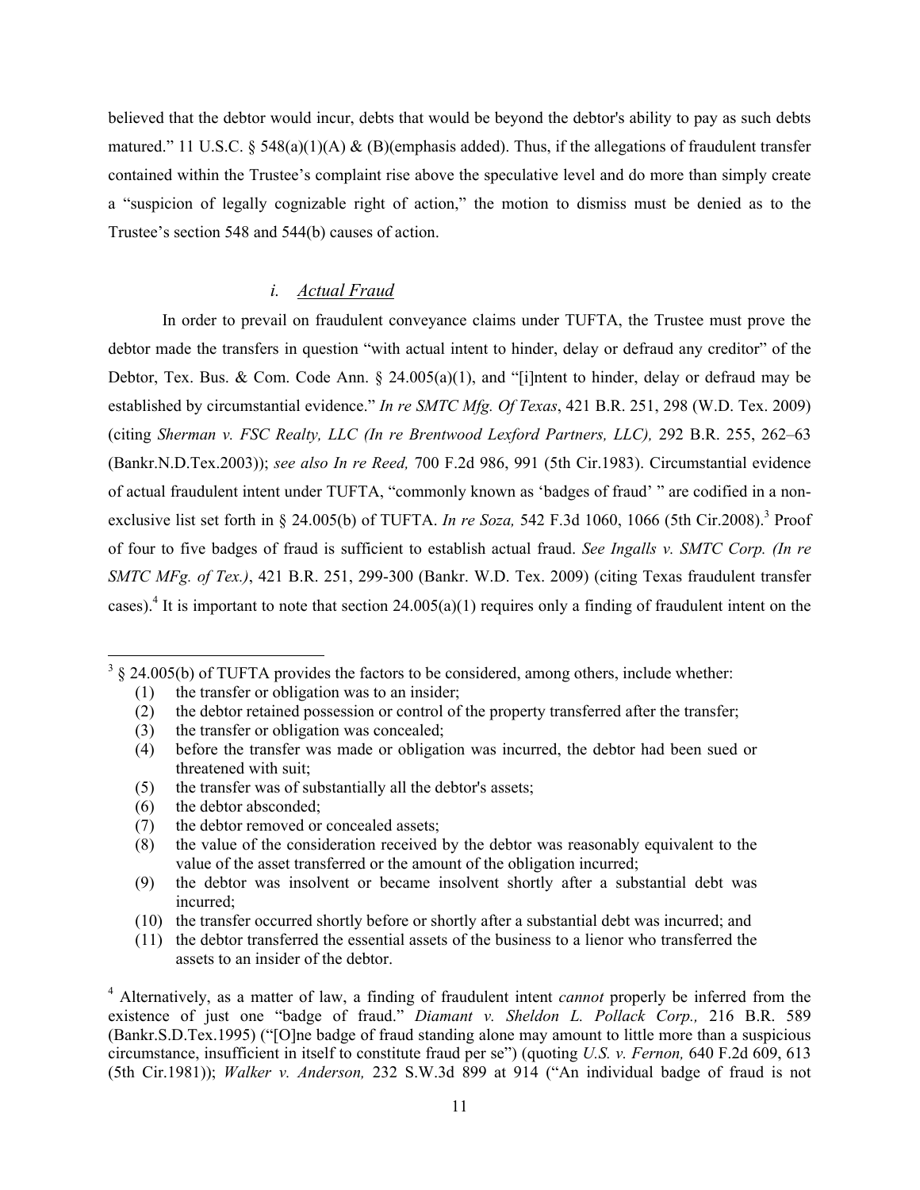believed that the debtor would incur, debts that would be beyond the debtor's ability to pay as such debts matured." 11 U.S.C. § 548(a)(1)(A) & (B)(emphasis added). Thus, if the allegations of fraudulent transfer contained within the Trustee's complaint rise above the speculative level and do more than simply create a "suspicion of legally cognizable right of action," the motion to dismiss must be denied as to the Trustee's section 548 and 544(b) causes of action.

### *i. Actual Fraud*

In order to prevail on fraudulent conveyance claims under TUFTA, the Trustee must prove the debtor made the transfers in question "with actual intent to hinder, delay or defraud any creditor" of the Debtor, Tex. Bus. & Com. Code Ann. § 24.005(a)(1), and "[i]ntent to hinder, delay or defraud may be established by circumstantial evidence." *In re SMTC Mfg. Of Texas*, 421 B.R. 251, 298 (W.D. Tex. 2009) (citing *Sherman v. FSC Realty, LLC (In re Brentwood Lexford Partners, LLC),* 292 B.R. 255, 262–63 (Bankr.N.D.Tex.2003)); *see also In re Reed,* 700 F.2d 986, 991 (5th Cir.1983). Circumstantial evidence of actual fraudulent intent under TUFTA, "commonly known as 'badges of fraud' " are codified in a non-exclusive list set forth in § 24.005(b) of TUFTA. *In re Soza,* 542 F.3d 1060, 1066 (5th Cir.2008).[3] Proof of four to five badges of fraud is sufficient to establish actual fraud. *See Ingalls v. SMTC Corp. (In re SMTC MFg. of Tex.)*, 421 B.R. 251, 299-300 (Bankr. W.D. Tex. 2009) (citing Texas fraudulent transfer cases).[4] It is important to note that section 24.005(a)(1) requires only a finding of fraudulent intent on the

---

[3] § 24.005(b) of TUFTA provides the factors to be considered, among others, include whether:

(1) the transfer or obligation was to an insider;
(2) the debtor retained possession or control of the property transferred after the transfer;
(3) the transfer or obligation was concealed;
(4) before the transfer was made or obligation was incurred, the debtor had been sued or threatened with suit;
(5) the transfer was of substantially all the debtor's assets;
(6) the debtor absconded;
(7) the debtor removed or concealed assets;
(8) the value of the consideration received by the debtor was reasonably equivalent to the value of the asset transferred or the amount of the obligation incurred;
(9) the debtor was insolvent or became insolvent shortly after a substantial debt was incurred;
(10) the transfer occurred shortly before or shortly after a substantial debt was incurred; and
(11) the debtor transferred the essential assets of the business to a lienor who transferred the assets to an insider of the debtor.

[4] Alternatively, as a matter of law, a finding of fraudulent intent *cannot* properly be inferred from the existence of just one "badge of fraud." *Diamant v. Sheldon L. Pollack Corp.,* 216 B.R. 589 (Bankr.S.D.Tex.1995) ("[O]ne badge of fraud standing alone may amount to little more than a suspicious circumstance, insufficient in itself to constitute fraud per se") (quoting *U.S. v. Fernon,* 640 F.2d 609, 613 (5th Cir.1981)); *Walker v. Anderson,* 232 S.W.3d 899 at 914 ("An individual badge of fraud is not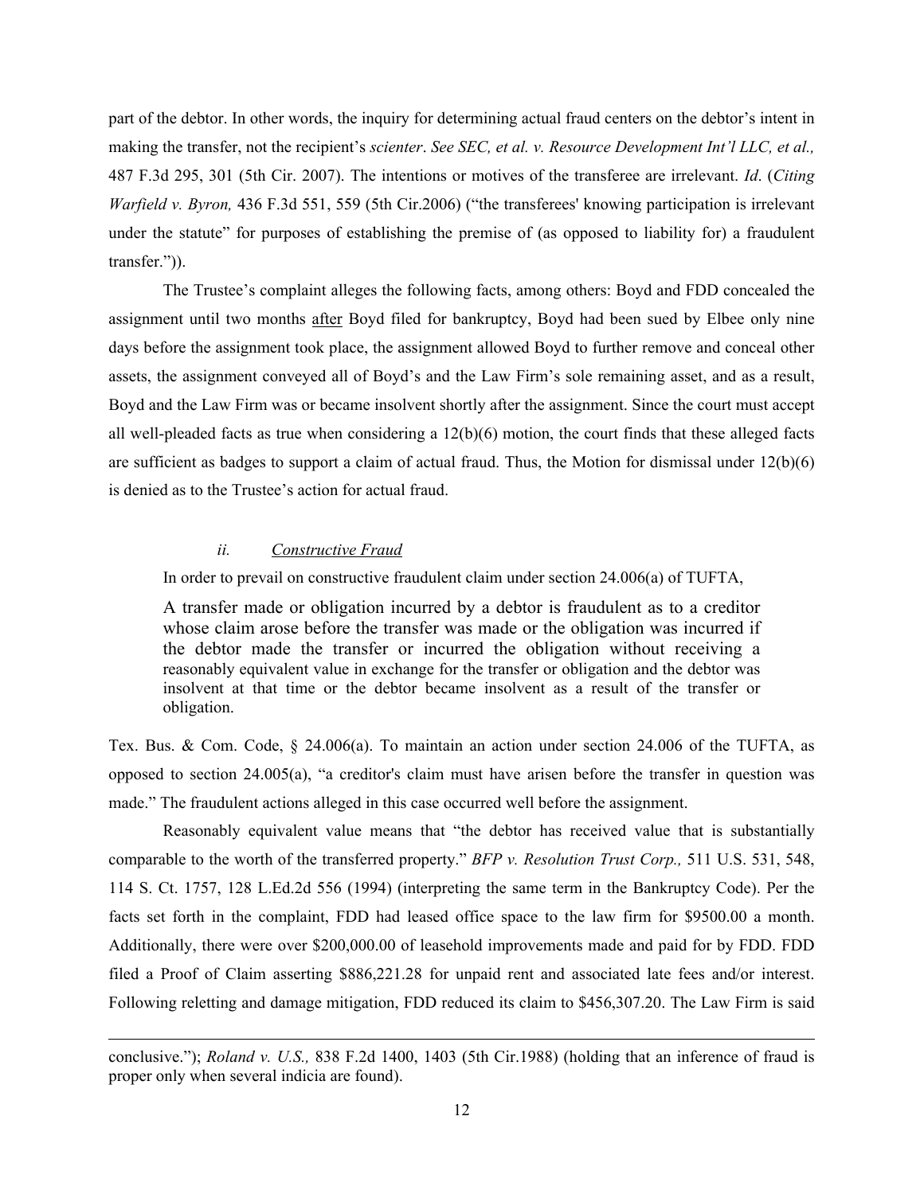part of the debtor. In other words, the inquiry for determining actual fraud centers on the debtor's intent in making the transfer, not the recipient's *scienter*. *See SEC, et al. v. Resource Development Int'l LLC, et al.,* 487 F.3d 295, 301 (5th Cir. 2007). The intentions or motives of the transferee are irrelevant. *Id*. (*Citing Warfield v. Byron,* 436 F.3d 551, 559 (5th Cir.2006) ("the transferees' knowing participation is irrelevant under the statute" for purposes of establishing the premise of (as opposed to liability for) a fraudulent transfer.")).

The Trustee's complaint alleges the following facts, among others: Boyd and FDD concealed the assignment until two months <u>after</u> Boyd filed for bankruptcy, Boyd had been sued by Elbee only nine days before the assignment took place, the assignment allowed Boyd to further remove and conceal other assets, the assignment conveyed all of Boyd's and the Law Firm's sole remaining asset, and as a result, Boyd and the Law Firm was or became insolvent shortly after the assignment. Since the court must accept all well-pleaded facts as true when considering a 12(b)(6) motion, the court finds that these alleged facts are sufficient as badges to support a claim of actual fraud. Thus, the Motion for dismissal under 12(b)(6) is denied as to the Trustee's action for actual fraud.

#### *ii. <u>Constructive Fraud</u>*

In order to prevail on constructive fraudulent claim under section 24.006(a) of TUFTA,

> A transfer made or obligation incurred by a debtor is fraudulent as to a creditor whose claim arose before the transfer was made or the obligation was incurred if the debtor made the transfer or incurred the obligation without receiving a reasonably equivalent value in exchange for the transfer or obligation and the debtor was insolvent at that time or the debtor became insolvent as a result of the transfer or obligation.

Tex. Bus. & Com. Code, § 24.006(a). To maintain an action under section 24.006 of the TUFTA, as opposed to section 24.005(a), "a creditor's claim must have arisen before the transfer in question was made." The fraudulent actions alleged in this case occurred well before the assignment.

Reasonably equivalent value means that "the debtor has received value that is substantially comparable to the worth of the transferred property." *BFP v. Resolution Trust Corp.,* 511 U.S. 531, 548, 114 S. Ct. 1757, 128 L.Ed.2d 556 (1994) (interpreting the same term in the Bankruptcy Code). Per the facts set forth in the complaint, FDD had leased office space to the law firm for $9500.00 a month. Additionally, there were over $200,000.00 of leasehold improvements made and paid for by FDD. FDD filed a Proof of Claim asserting $886,221.28 for unpaid rent and associated late fees and/or interest. Following reletting and damage mitigation, FDD reduced its claim to $456,307.20. The Law Firm is said

---

conclusive."); *Roland v. U.S.,* 838 F.2d 1400, 1403 (5th Cir.1988) (holding that an inference of fraud is proper only when several indicia are found).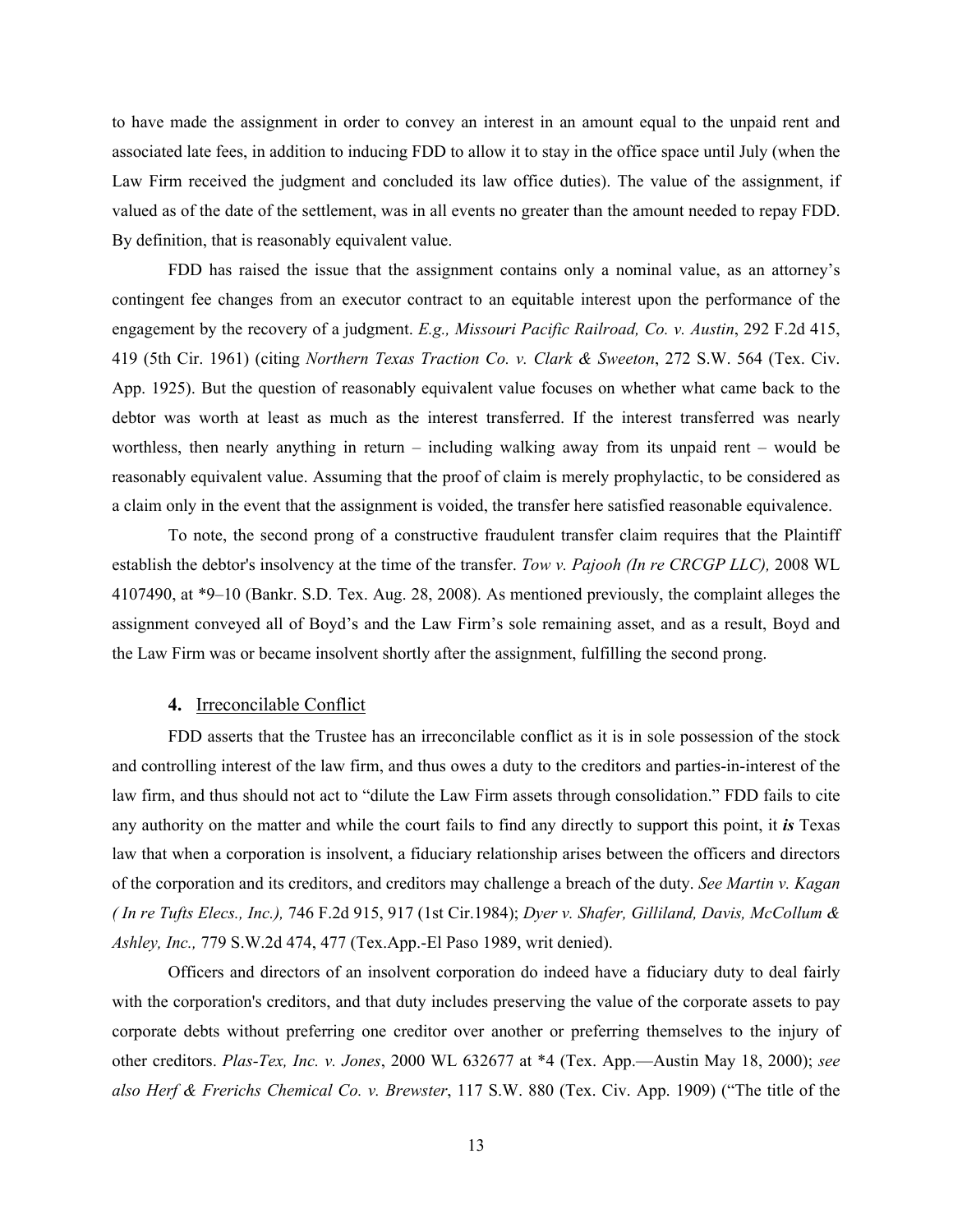to have made the assignment in order to convey an interest in an amount equal to the unpaid rent and associated late fees, in addition to inducing FDD to allow it to stay in the office space until July (when the Law Firm received the judgment and concluded its law office duties). The value of the assignment, if valued as of the date of the settlement, was in all events no greater than the amount needed to repay FDD. By definition, that is reasonably equivalent value.

FDD has raised the issue that the assignment contains only a nominal value, as an attorney's contingent fee changes from an executor contract to an equitable interest upon the performance of the engagement by the recovery of a judgment. *E.g., Missouri Pacific Railroad, Co. v. Austin*, 292 F.2d 415, 419 (5th Cir. 1961) (citing *Northern Texas Traction Co. v. Clark & Sweeton*, 272 S.W. 564 (Tex. Civ. App. 1925). But the question of reasonably equivalent value focuses on whether what came back to the debtor was worth at least as much as the interest transferred. If the interest transferred was nearly worthless, then nearly anything in return – including walking away from its unpaid rent – would be reasonably equivalent value. Assuming that the proof of claim is merely prophylactic, to be considered as a claim only in the event that the assignment is voided, the transfer here satisfied reasonable equivalence.

To note, the second prong of a constructive fraudulent transfer claim requires that the Plaintiff establish the debtor's insolvency at the time of the transfer. *Tow v. Pajooh (In re CRCGP LLC),* 2008 WL 4107490, at *9–10 (Bankr. S.D. Tex. Aug. 28, 2008). As mentioned previously, the complaint alleges the assignment conveyed all of Boyd's and the Law Firm's sole remaining asset, and as a result, Boyd and the Law Firm was or became insolvent shortly after the assignment, fulfilling the second prong.

#### **4.** Irreconcilable Conflict

FDD asserts that the Trustee has an irreconcilable conflict as it is in sole possession of the stock and controlling interest of the law firm, and thus owes a duty to the creditors and parties-in-interest of the law firm, and thus should not act to "dilute the Law Firm assets through consolidation." FDD fails to cite any authority on the matter and while the court fails to find any directly to support this point, it ***is*** Texas law that when a corporation is insolvent, a fiduciary relationship arises between the officers and directors of the corporation and its creditors, and creditors may challenge a breach of the duty. *See Martin v. Kagan ( In re Tufts Elecs., Inc.),* 746 F.2d 915, 917 (1st Cir.1984); *Dyer v. Shafer, Gilliland, Davis, McCollum & Ashley, Inc.,* 779 S.W.2d 474, 477 (Tex.App.-El Paso 1989, writ denied).

Officers and directors of an insolvent corporation do indeed have a fiduciary duty to deal fairly with the corporation's creditors, and that duty includes preserving the value of the corporate assets to pay corporate debts without preferring one creditor over another or preferring themselves to the injury of other creditors. *Plas-Tex, Inc. v. Jones*, 2000 WL 632677 at *4 (Tex. App.—Austin May 18, 2000); *see also Herf & Frerichs Chemical Co. v. Brewster*, 117 S.W. 880 (Tex. Civ. App. 1909) ("The title of the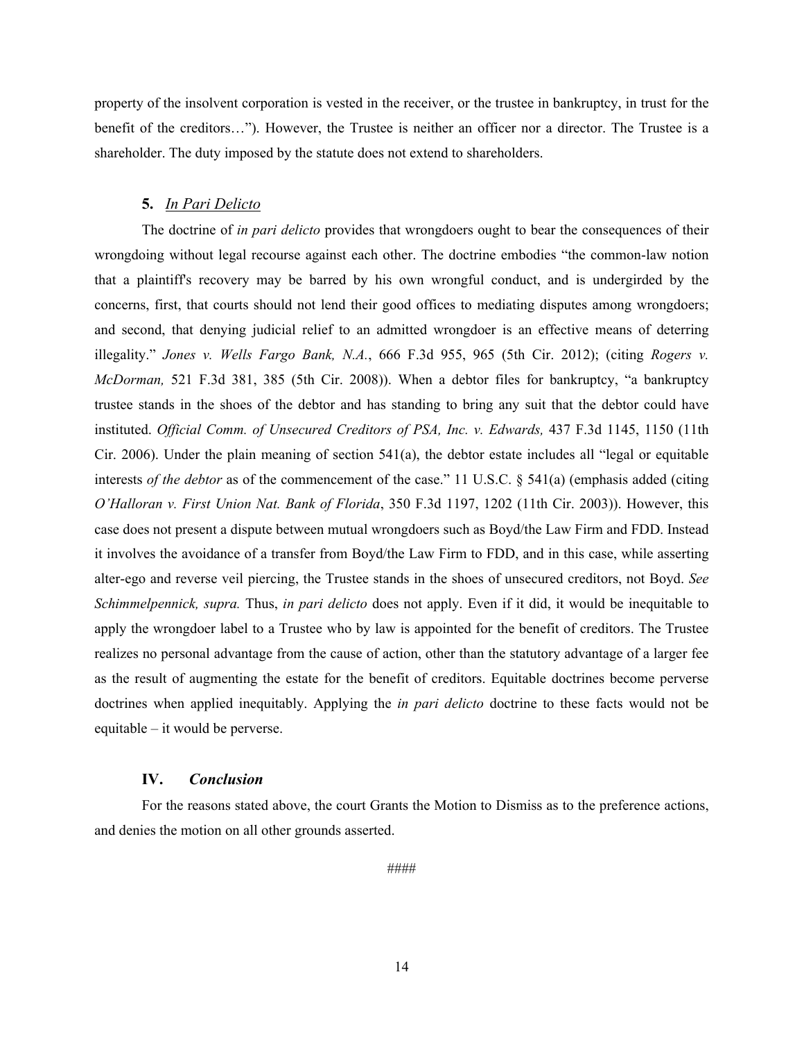property of the insolvent corporation is vested in the receiver, or the trustee in bankruptcy, in trust for the benefit of the creditors…"). However, the Trustee is neither an officer nor a director. The Trustee is a shareholder. The duty imposed by the statute does not extend to shareholders.

### 5. *In Pari Delicto*

The doctrine of *in pari delicto* provides that wrongdoers ought to bear the consequences of their wrongdoing without legal recourse against each other. The doctrine embodies "the common-law notion that a plaintiff's recovery may be barred by his own wrongful conduct, and is undergirded by the concerns, first, that courts should not lend their good offices to mediating disputes among wrongdoers; and second, that denying judicial relief to an admitted wrongdoer is an effective means of deterring illegality." *Jones v. Wells Fargo Bank, N.A.*, 666 F.3d 955, 965 (5th Cir. 2012); (citing *Rogers v. McDorman,* 521 F.3d 381, 385 (5th Cir. 2008)). When a debtor files for bankruptcy, "a bankruptcy trustee stands in the shoes of the debtor and has standing to bring any suit that the debtor could have instituted. *Official Comm. of Unsecured Creditors of PSA, Inc. v. Edwards,* 437 F.3d 1145, 1150 (11th Cir. 2006). Under the plain meaning of section 541(a), the debtor estate includes all "legal or equitable interests *of the debtor* as of the commencement of the case." 11 U.S.C. § 541(a) (emphasis added (citing *O'Halloran v. First Union Nat. Bank of Florida*, 350 F.3d 1197, 1202 (11th Cir. 2003)). However, this case does not present a dispute between mutual wrongdoers such as Boyd/the Law Firm and FDD. Instead it involves the avoidance of a transfer from Boyd/the Law Firm to FDD, and in this case, while asserting alter-ego and reverse veil piercing, the Trustee stands in the shoes of unsecured creditors, not Boyd. *See Schimmelpennick, supra.* Thus, *in pari delicto* does not apply. Even if it did, it would be inequitable to apply the wrongdoer label to a Trustee who by law is appointed for the benefit of creditors. The Trustee realizes no personal advantage from the cause of action, other than the statutory advantage of a larger fee as the result of augmenting the estate for the benefit of creditors. Equitable doctrines become perverse doctrines when applied inequitably. Applying the *in pari delicto* doctrine to these facts would not be equitable – it would be perverse.

## IV. *Conclusion*

For the reasons stated above, the court Grants the Motion to Dismiss as to the preference actions, and denies the motion on all other grounds asserted.

####